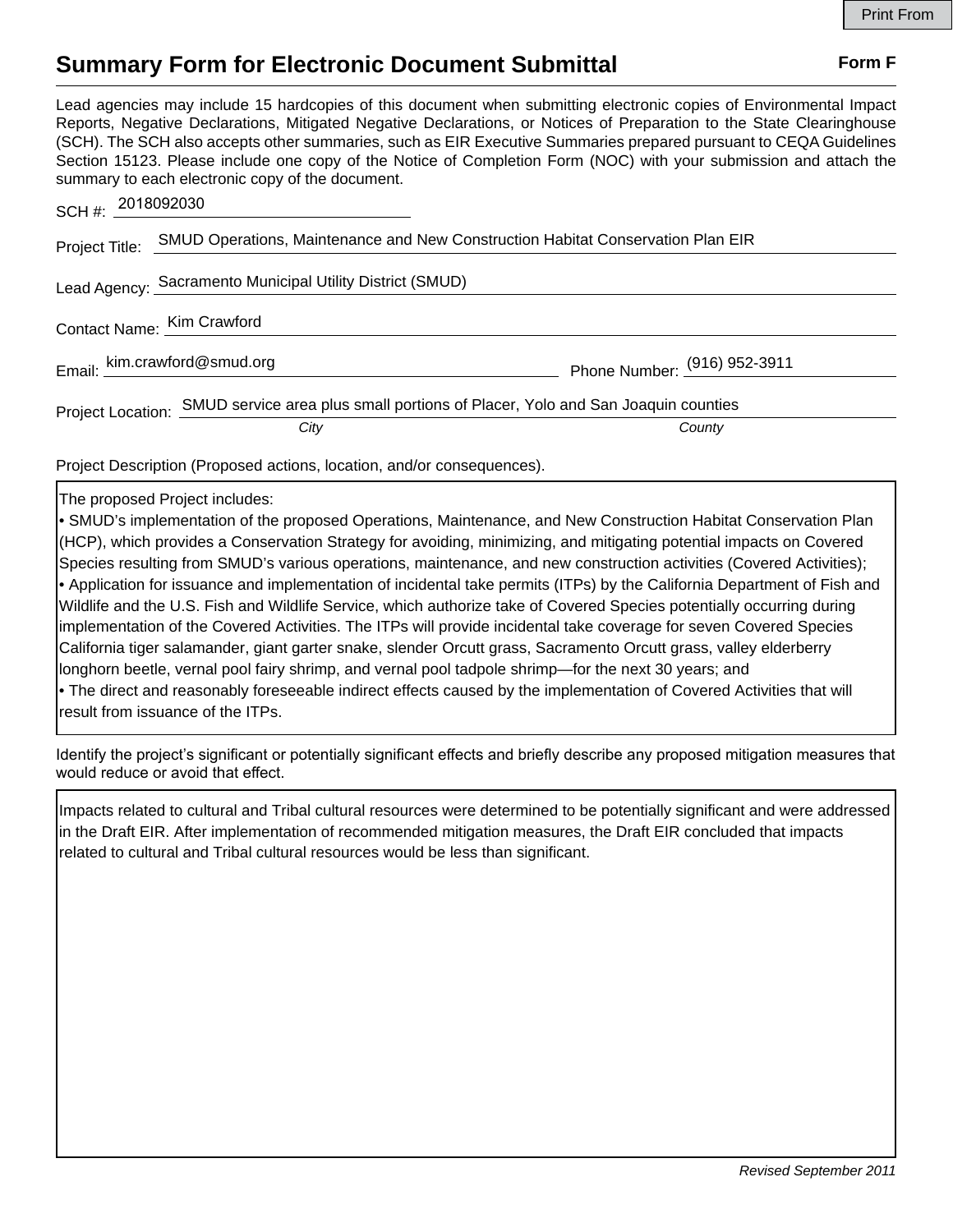# Summary Form for Electronic Document Submittal

**Form F**

Lead agencies may include 15 hardcopies of this document when submitting electronic copies of Environmental Impact Reports, Negative Declarations, Mitigated Negative Declarations, or Notices of Preparation to the State Clearinghouse (SCH). The SCH also accepts other summaries, such as EIR Executive Summaries prepared pursuant to CEQA Guidelines Section 15123. Please include one copy of the Notice of Completion Form (NOC) with your submission and attach the summary to each electronic copy of the document.

SCH #: 2018092030

Project Title: SMUD Operations, Maintenance and New Construction Habitat Conservation Plan EIR

Lead Agency: Sacramento Municipal Utility District (SMUD)

Contact Name: Kim Crawford

Email: kim.crawford@smud.org    Phone Number: (916) 952-3911

Project Location: SMUD service area plus small portions of Placer, Yolo and San Joaquin counties

*City*    *County*

Project Description (Proposed actions, location, and/or consequences).

The proposed Project includes:

- SMUD's implementation of the proposed Operations, Maintenance, and New Construction Habitat Conservation Plan (HCP), which provides a Conservation Strategy for avoiding, minimizing, and mitigating potential impacts on Covered Species resulting from SMUD's various operations, maintenance, and new construction activities (Covered Activities);
- Application for issuance and implementation of incidental take permits (ITPs) by the California Department of Fish and Wildlife and the U.S. Fish and Wildlife Service, which authorize take of Covered Species potentially occurring during implementation of the Covered Activities. The ITPs will provide incidental take coverage for seven Covered Species California tiger salamander, giant garter snake, slender Orcutt grass, Sacramento Orcutt grass, valley elderberry longhorn beetle, vernal pool fairy shrimp, and vernal pool tadpole shrimp—for the next 30 years; and
- The direct and reasonably foreseeable indirect effects caused by the implementation of Covered Activities that will result from issuance of the ITPs.

Identify the project's significant or potentially significant effects and briefly describe any proposed mitigation measures that would reduce or avoid that effect.

Impacts related to cultural and Tribal cultural resources were determined to be potentially significant and were addressed in the Draft EIR. After implementation of recommended mitigation measures, the Draft EIR concluded that impacts related to cultural and Tribal cultural resources would be less than significant.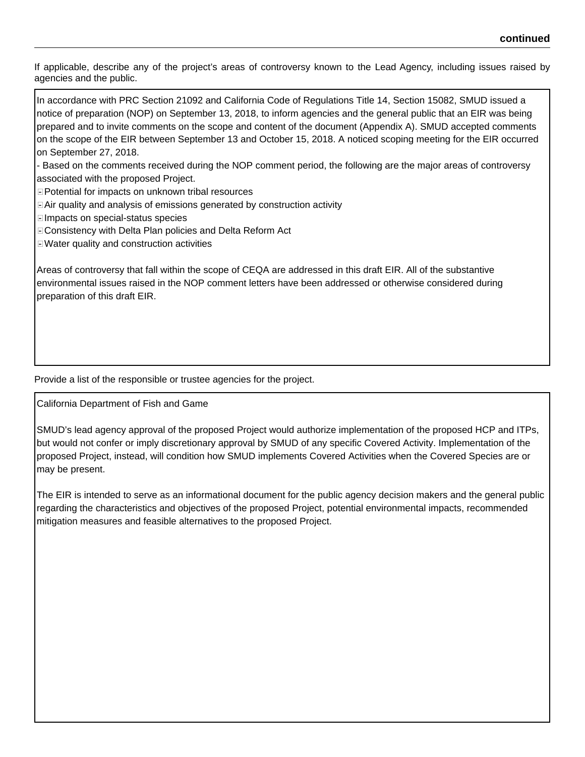**continued**

If applicable, describe any of the project's areas of controversy known to the Lead Agency, including issues raised by agencies and the public.

In accordance with PRC Section 21092 and California Code of Regulations Title 14, Section 15082, SMUD issued a notice of preparation (NOP) on September 13, 2018, to inform agencies and the general public that an EIR was being prepared and to invite comments on the scope and content of the document (Appendix A). SMUD accepted comments on the scope of the EIR between September 13 and October 15, 2018. A noticed scoping meeting for the EIR occurred on September 27, 2018.

- Based on the comments received during the NOP comment period, the following are the major areas of controversy associated with the proposed Project.

- Potential for impacts on unknown tribal resources
- Air quality and analysis of emissions generated by construction activity
- Impacts on special-status species
- Consistency with Delta Plan policies and Delta Reform Act
- Water quality and construction activities

Areas of controversy that fall within the scope of CEQA are addressed in this draft EIR. All of the substantive environmental issues raised in the NOP comment letters have been addressed or otherwise considered during preparation of this draft EIR.

Provide a list of the responsible or trustee agencies for the project.

California Department of Fish and Game

SMUD's lead agency approval of the proposed Project would authorize implementation of the proposed HCP and ITPs, but would not confer or imply discretionary approval by SMUD of any specific Covered Activity. Implementation of the proposed Project, instead, will condition how SMUD implements Covered Activities when the Covered Species are or may be present.

The EIR is intended to serve as an informational document for the public agency decision makers and the general public regarding the characteristics and objectives of the proposed Project, potential environmental impacts, recommended mitigation measures and feasible alternatives to the proposed Project.